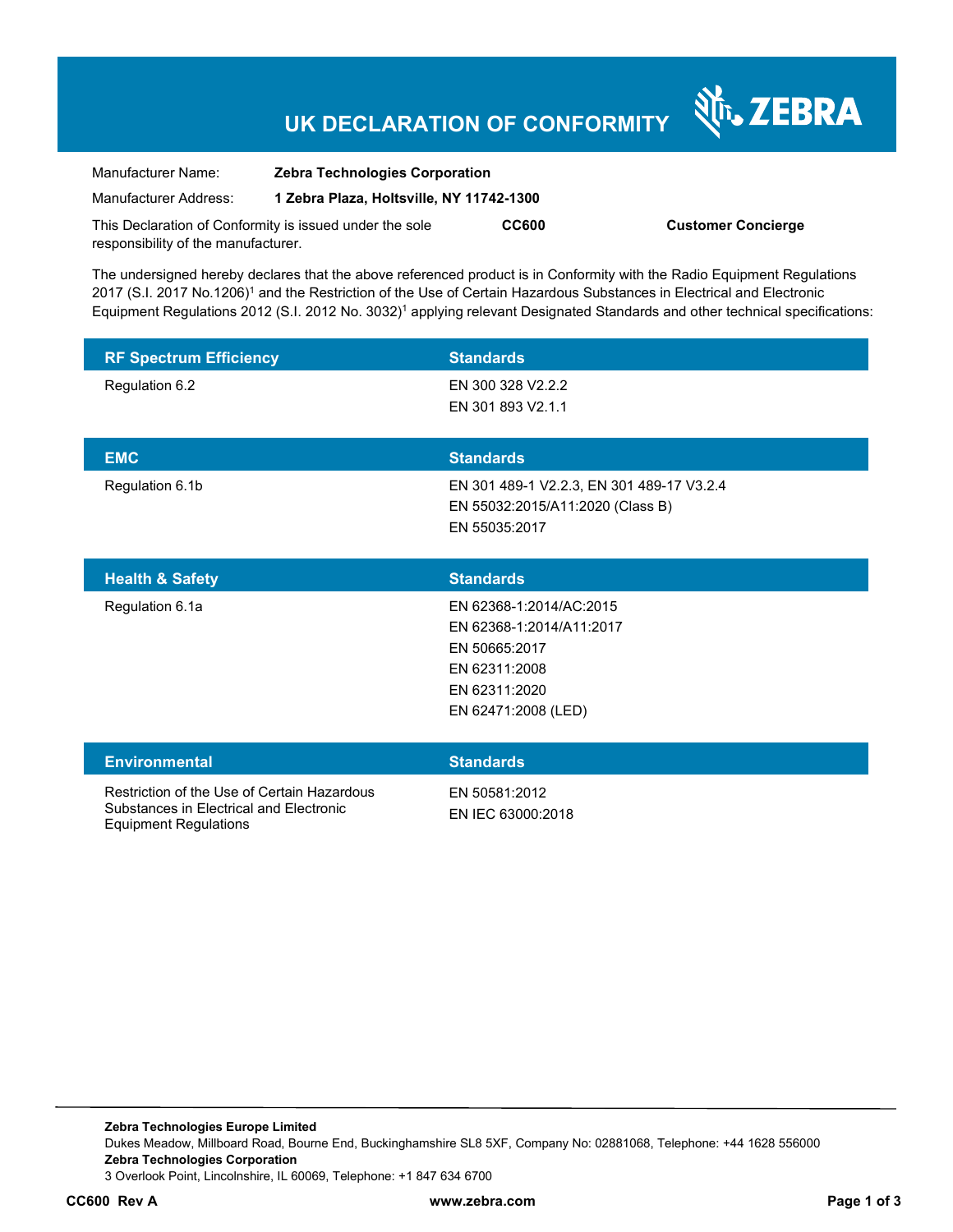# UK DECLARATION OF CONFORMITY

ZEBRA

| | |
|---|---|
| Manufacturer Name: | **Zebra Technologies Corporation** |
| Manufacturer Address: | **1 Zebra Plaza, Holtsville, NY 11742-1300** |

This Declaration of Conformity is issued under the sole responsibility of the manufacturer. **CC600** **Customer Concierge**

The undersigned hereby declares that the above referenced product is in Conformity with the Radio Equipment Regulations 2017 (S.I. 2017 No.1206)[1] and the Restriction of the Use of Certain Hazardous Substances in Electrical and Electronic Equipment Regulations 2012 (S.I. 2012 No. 3032)[1] applying relevant Designated Standards and other technical specifications:

| RF Spectrum Efficiency | Standards |
|---|---|
| Regulation 6.2 | EN 300 328 V2.2.2<br>EN 301 893 V2.1.1 |

| EMC | Standards |
|---|---|
| Regulation 6.1b | EN 301 489-1 V2.2.3, EN 301 489-17 V3.2.4<br>EN 55032:2015/A11:2020 (Class B)<br>EN 55035:2017 |

| Health & Safety | Standards |
|---|---|
| Regulation 6.1a | EN 62368-1:2014/AC:2015<br>EN 62368-1:2014/A11:2017<br>EN 50665:2017<br>EN 62311:2008<br>EN 62311:2020<br>EN 62471:2008 (LED) |

| Environmental | Standards |
|---|---|
| Restriction of the Use of Certain Hazardous Substances in Electrical and Electronic Equipment Regulations | EN 50581:2012<br>EN IEC 63000:2018 |

**Zebra Technologies Europe Limited**
Dukes Meadow, Millboard Road, Bourne End, Buckinghamshire SL8 5XF, Company No: 02881068, Telephone: +44 1628 556000
**Zebra Technologies Corporation**
3 Overlook Point, Lincolnshire, IL 60069, Telephone: +1 847 634 6700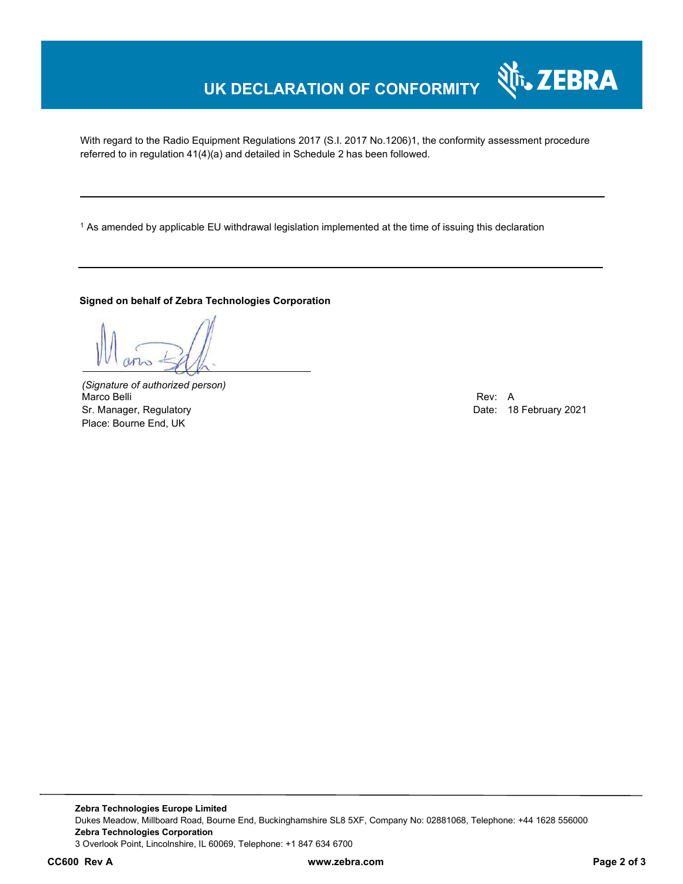# UK DECLARATION OF CONFORMITY

With regard to the Radio Equipment Regulations 2017 (S.I. 2017 No.1206)1, the conformity assessment procedure referred to in regulation 41(4)(a) and detailed in Schedule 2 has been followed.

---

[1] As amended by applicable EU withdrawal legislation implemented at the time of issuing this declaration

---

**Signed on behalf of Zebra Technologies Corporation**

*(Signature of authorized person)*
Marco Belli
Sr. Manager, Regulatory
Place: Bourne End, UK

Rev: A
Date: 18 February 2021

**Zebra Technologies Europe Limited**
Dukes Meadow, Millboard Road, Bourne End, Buckinghamshire SL8 5XF, Company No: 02881068, Telephone: +44 1628 556000
**Zebra Technologies Corporation**
3 Overlook Point, Lincolnshire, IL 60069, Telephone: +1 847 634 6700

**CC600 Rev A** **www.zebra.com**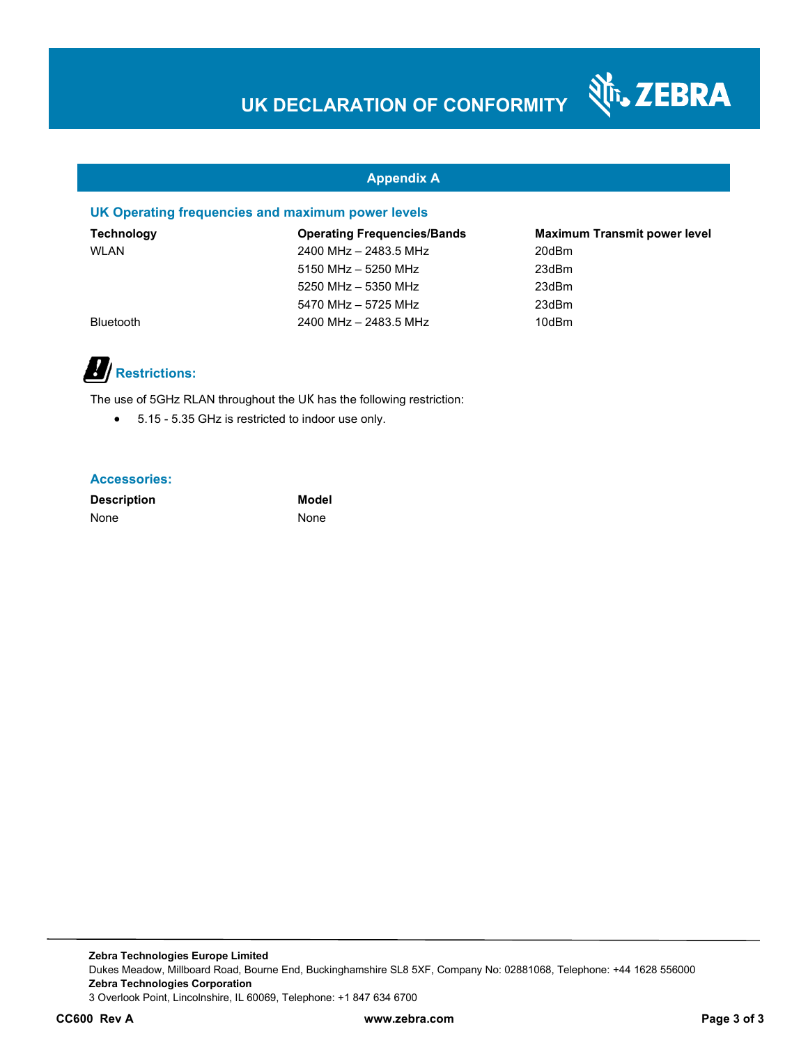# UK DECLARATION OF CONFORMITY

## Appendix A

### UK Operating frequencies and maximum power levels

| Technology | Operating Frequencies/Bands | Maximum Transmit power level |
|---|---|---|
| WLAN | 2400 MHz – 2483.5 MHz | 20dBm |
| | 5150 MHz – 5250 MHz | 23dBm |
| | 5250 MHz – 5350 MHz | 23dBm |
| | 5470 MHz – 5725 MHz | 23dBm |
| Bluetooth | 2400 MHz – 2483.5 MHz | 10dBm |

### Restrictions:

The use of 5GHz RLAN throughout the UK has the following restriction:

- 5.15 - 5.35 GHz is restricted to indoor use only.

### Accessories:

| Description | Model |
|---|---|
| None | None |

**Zebra Technologies Europe Limited**
Dukes Meadow, Millboard Road, Bourne End, Buckinghamshire SL8 5XF, Company No: 02881068, Telephone: +44 1628 556000
**Zebra Technologies Corporation**
3 Overlook Point, Lincolnshire, IL 60069, Telephone: +1 847 634 6700

**CC600 Rev A** **www.zebra.com**